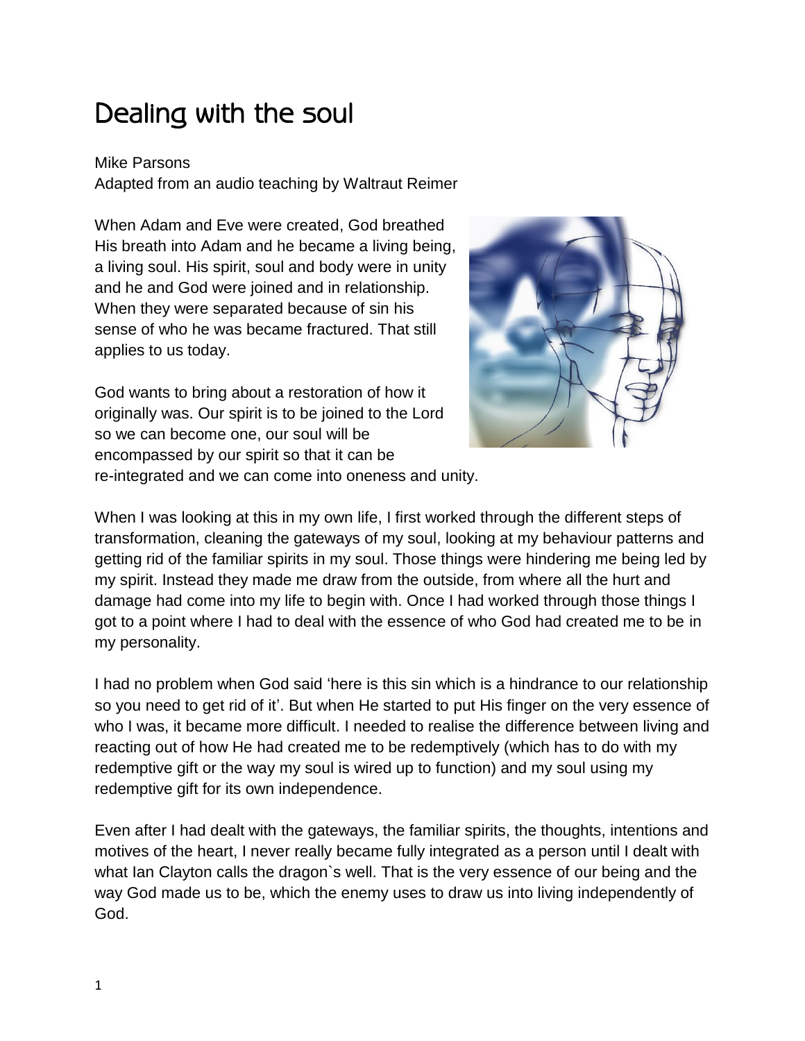# Dealing with the soul

Mike Parsons
Adapted from an audio teaching by Waltraut Reimer

When Adam and Eve were created, God breathed His breath into Adam and he became a living being, a living soul. His spirit, soul and body were in unity and he and God were joined and in relationship. When they were separated because of sin his sense of who he was became fractured. That still applies to us today.

God wants to bring about a restoration of how it originally was. Our spirit is to be joined to the Lord so we can become one, our soul will be encompassed by our spirit so that it can be re-integrated and we can come into oneness and unity.

When I was looking at this in my own life, I first worked through the different steps of transformation, cleaning the gateways of my soul, looking at my behaviour patterns and getting rid of the familiar spirits in my soul. Those things were hindering me being led by my spirit. Instead they made me draw from the outside, from where all the hurt and damage had come into my life to begin with. Once I had worked through those things I got to a point where I had to deal with the essence of who God had created me to be in my personality.

I had no problem when God said 'here is this sin which is a hindrance to our relationship so you need to get rid of it'. But when He started to put His finger on the very essence of who I was, it became more difficult. I needed to realise the difference between living and reacting out of how He had created me to be redemptively (which has to do with my redemptive gift or the way my soul is wired up to function) and my soul using my redemptive gift for its own independence.

Even after I had dealt with the gateways, the familiar spirits, the thoughts, intentions and motives of the heart, I never really became fully integrated as a person until I dealt with what Ian Clayton calls the dragon`s well. That is the very essence of our being and the way God made us to be, which the enemy uses to draw us into living independently of God.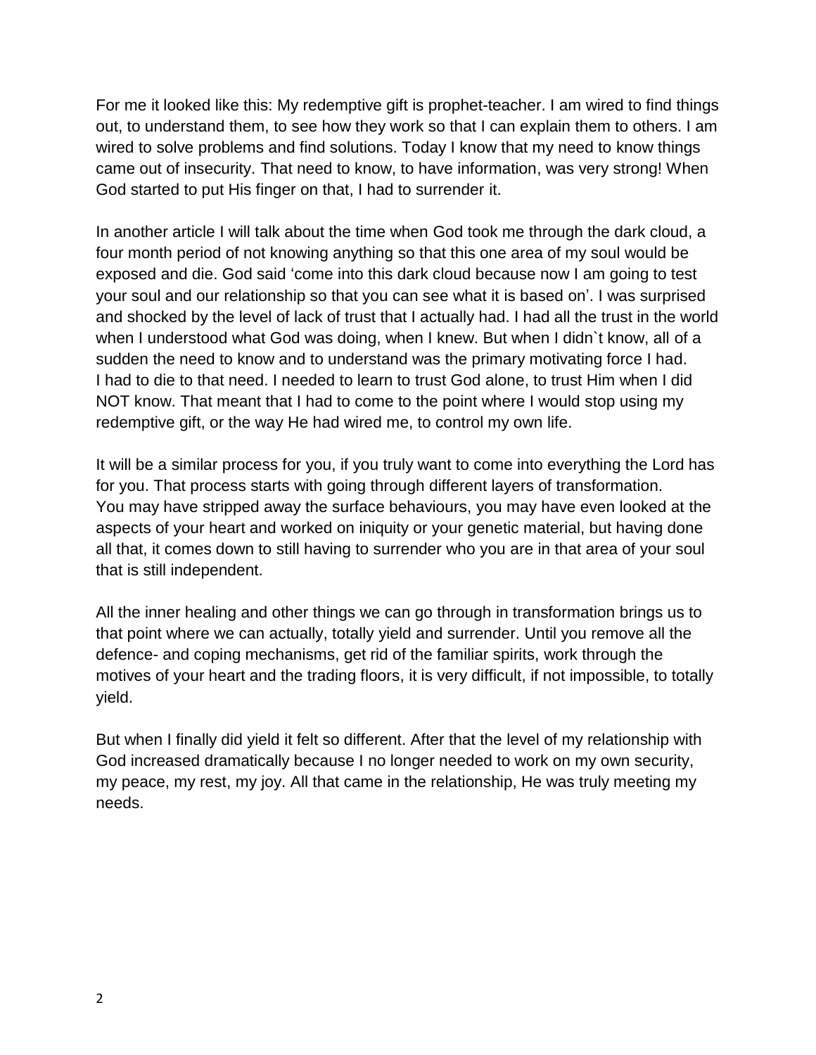For me it looked like this: My redemptive gift is prophet-teacher. I am wired to find things out, to understand them, to see how they work so that I can explain them to others. I am wired to solve problems and find solutions. Today I know that my need to know things came out of insecurity. That need to know, to have information, was very strong! When God started to put His finger on that, I had to surrender it.

In another article I will talk about the time when God took me through the dark cloud, a four month period of not knowing anything so that this one area of my soul would be exposed and die. God said 'come into this dark cloud because now I am going to test your soul and our relationship so that you can see what it is based on'. I was surprised and shocked by the level of lack of trust that I actually had. I had all the trust in the world when I understood what God was doing, when I knew. But when I didn`t know, all of a sudden the need to know and to understand was the primary motivating force I had. I had to die to that need. I needed to learn to trust God alone, to trust Him when I did NOT know. That meant that I had to come to the point where I would stop using my redemptive gift, or the way He had wired me, to control my own life.

It will be a similar process for you, if you truly want to come into everything the Lord has for you. That process starts with going through different layers of transformation. You may have stripped away the surface behaviours, you may have even looked at the aspects of your heart and worked on iniquity or your genetic material, but having done all that, it comes down to still having to surrender who you are in that area of your soul that is still independent.

All the inner healing and other things we can go through in transformation brings us to that point where we can actually, totally yield and surrender. Until you remove all the defence- and coping mechanisms, get rid of the familiar spirits, work through the motives of your heart and the trading floors, it is very difficult, if not impossible, to totally yield.

But when I finally did yield it felt so different. After that the level of my relationship with God increased dramatically because I no longer needed to work on my own security, my peace, my rest, my joy. All that came in the relationship, He was truly meeting my needs.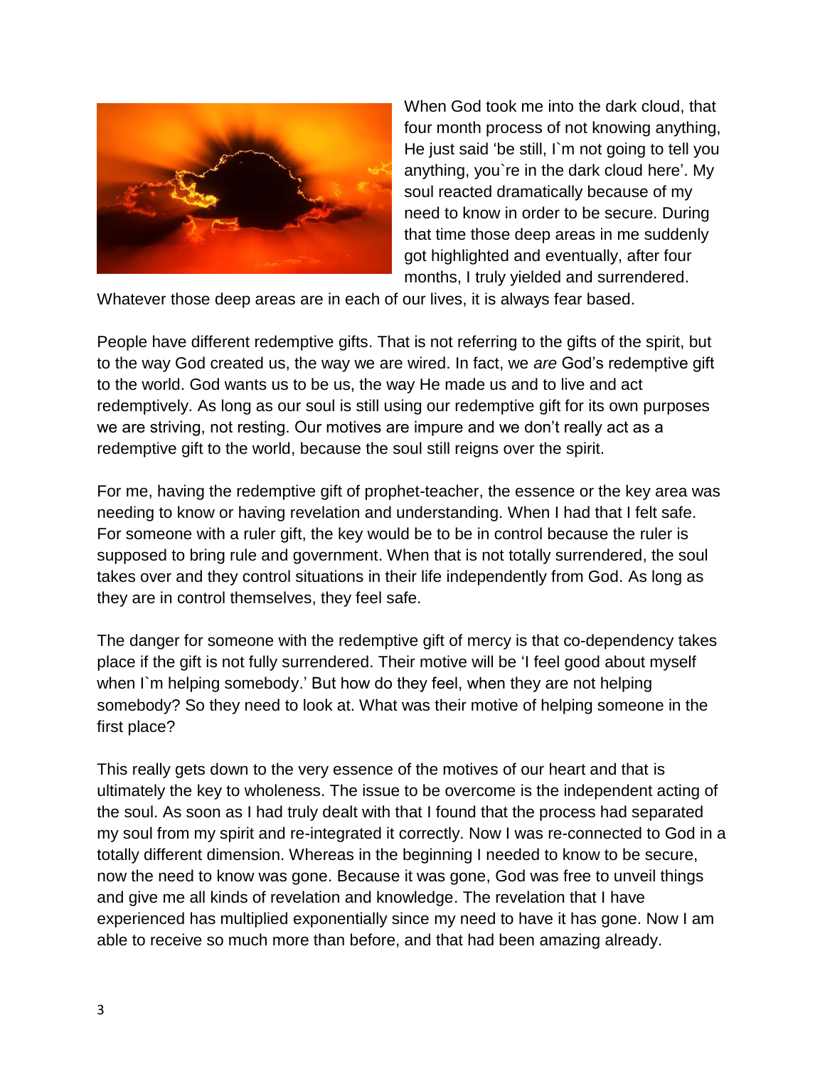When God took me into the dark cloud, that four month process of not knowing anything, He just said 'be still, I`m not going to tell you anything, you`re in the dark cloud here'. My soul reacted dramatically because of my need to know in order to be secure. During that time those deep areas in me suddenly got highlighted and eventually, after four months, I truly yielded and surrendered. Whatever those deep areas are in each of our lives, it is always fear based.

People have different redemptive gifts. That is not referring to the gifts of the spirit, but to the way God created us, the way we are wired. In fact, we *are* God's redemptive gift to the world. God wants us to be us, the way He made us and to live and act redemptively. As long as our soul is still using our redemptive gift for its own purposes we are striving, not resting. Our motives are impure and we don't really act as a redemptive gift to the world, because the soul still reigns over the spirit.

For me, having the redemptive gift of prophet-teacher, the essence or the key area was needing to know or having revelation and understanding. When I had that I felt safe. For someone with a ruler gift, the key would be to be in control because the ruler is supposed to bring rule and government. When that is not totally surrendered, the soul takes over and they control situations in their life independently from God. As long as they are in control themselves, they feel safe.

The danger for someone with the redemptive gift of mercy is that co-dependency takes place if the gift is not fully surrendered. Their motive will be 'I feel good about myself when I`m helping somebody.' But how do they feel, when they are not helping somebody? So they need to look at. What was their motive of helping someone in the first place?

This really gets down to the very essence of the motives of our heart and that is ultimately the key to wholeness. The issue to be overcome is the independent acting of the soul. As soon as I had truly dealt with that I found that the process had separated my soul from my spirit and re-integrated it correctly. Now I was re-connected to God in a totally different dimension. Whereas in the beginning I needed to know to be secure, now the need to know was gone. Because it was gone, God was free to unveil things and give me all kinds of revelation and knowledge. The revelation that I have experienced has multiplied exponentially since my need to have it has gone. Now I am able to receive so much more than before, and that had been amazing already.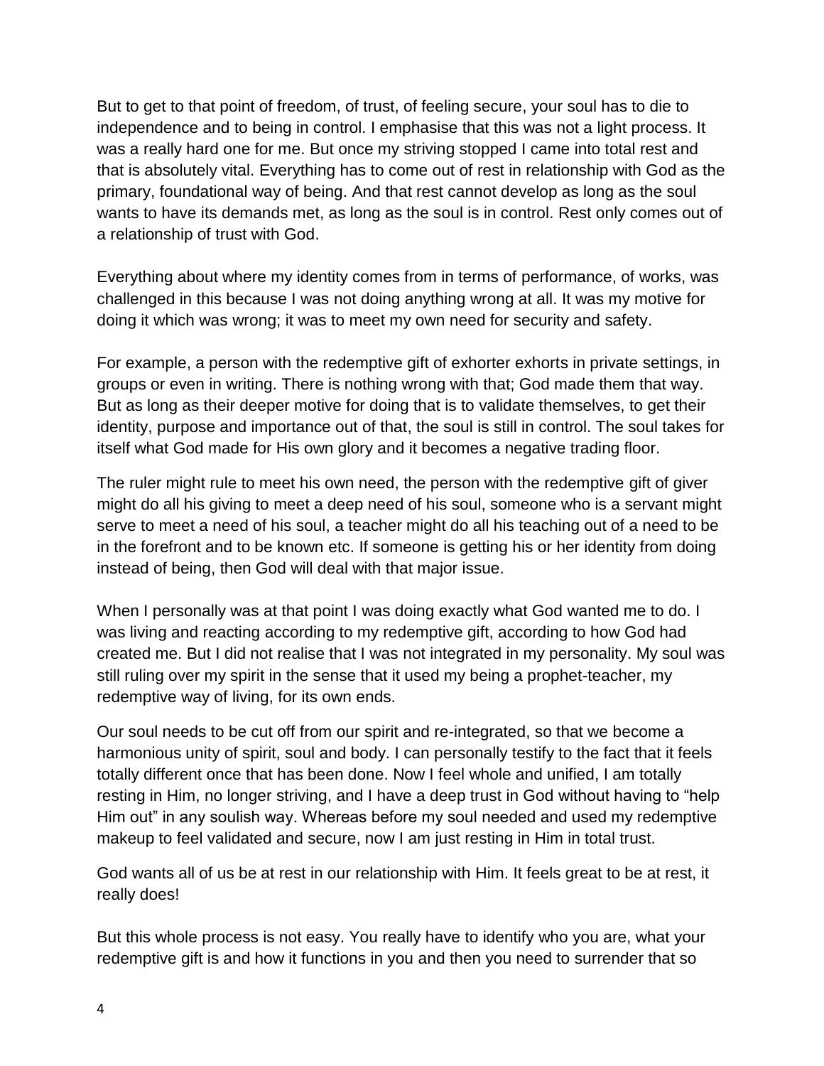But to get to that point of freedom, of trust, of feeling secure, your soul has to die to independence and to being in control. I emphasise that this was not a light process. It was a really hard one for me. But once my striving stopped I came into total rest and that is absolutely vital. Everything has to come out of rest in relationship with God as the primary, foundational way of being. And that rest cannot develop as long as the soul wants to have its demands met, as long as the soul is in control. Rest only comes out of a relationship of trust with God.

Everything about where my identity comes from in terms of performance, of works, was challenged in this because I was not doing anything wrong at all. It was my motive for doing it which was wrong; it was to meet my own need for security and safety.

For example, a person with the redemptive gift of exhorter exhorts in private settings, in groups or even in writing. There is nothing wrong with that; God made them that way. But as long as their deeper motive for doing that is to validate themselves, to get their identity, purpose and importance out of that, the soul is still in control. The soul takes for itself what God made for His own glory and it becomes a negative trading floor.

The ruler might rule to meet his own need, the person with the redemptive gift of giver might do all his giving to meet a deep need of his soul, someone who is a servant might serve to meet a need of his soul, a teacher might do all his teaching out of a need to be in the forefront and to be known etc. If someone is getting his or her identity from doing instead of being, then God will deal with that major issue.

When I personally was at that point I was doing exactly what God wanted me to do. I was living and reacting according to my redemptive gift, according to how God had created me. But I did not realise that I was not integrated in my personality. My soul was still ruling over my spirit in the sense that it used my being a prophet-teacher, my redemptive way of living, for its own ends.

Our soul needs to be cut off from our spirit and re-integrated, so that we become a harmonious unity of spirit, soul and body. I can personally testify to the fact that it feels totally different once that has been done. Now I feel whole and unified, I am totally resting in Him, no longer striving, and I have a deep trust in God without having to "help Him out" in any soulish way. Whereas before my soul needed and used my redemptive makeup to feel validated and secure, now I am just resting in Him in total trust.

God wants all of us be at rest in our relationship with Him. It feels great to be at rest, it really does!

But this whole process is not easy. You really have to identify who you are, what your redemptive gift is and how it functions in you and then you need to surrender that so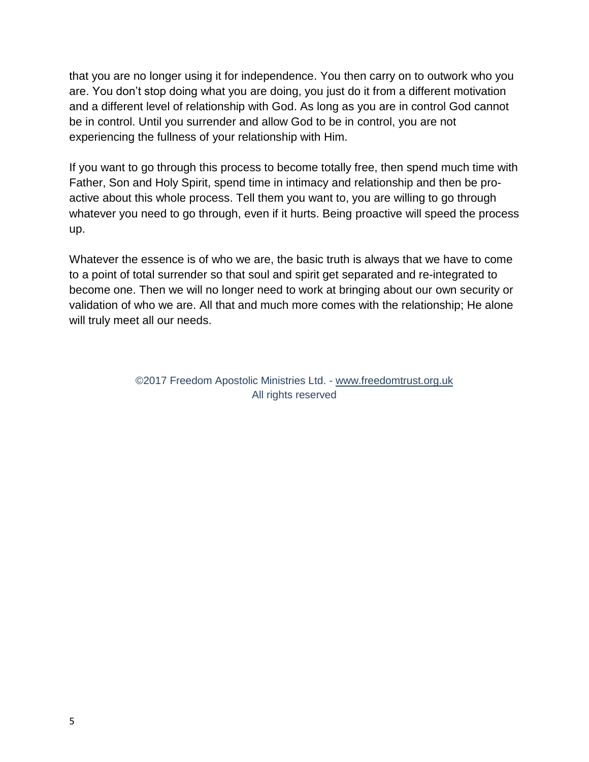that you are no longer using it for independence. You then carry on to outwork who you are. You don't stop doing what you are doing, you just do it from a different motivation and a different level of relationship with God. As long as you are in control God cannot be in control. Until you surrender and allow God to be in control, you are not experiencing the fullness of your relationship with Him.

If you want to go through this process to become totally free, then spend much time with Father, Son and Holy Spirit, spend time in intimacy and relationship and then be pro-active about this whole process. Tell them you want to, you are willing to go through whatever you need to go through, even if it hurts. Being proactive will speed the process up.

Whatever the essence is of who we are, the basic truth is always that we have to come to a point of total surrender so that soul and spirit get separated and re-integrated to become one. Then we will no longer need to work at bringing about our own security or validation of who we are. All that and much more comes with the relationship; He alone will truly meet all our needs.

©2017 Freedom Apostolic Ministries Ltd. - www.freedomtrust.org.uk
All rights reserved